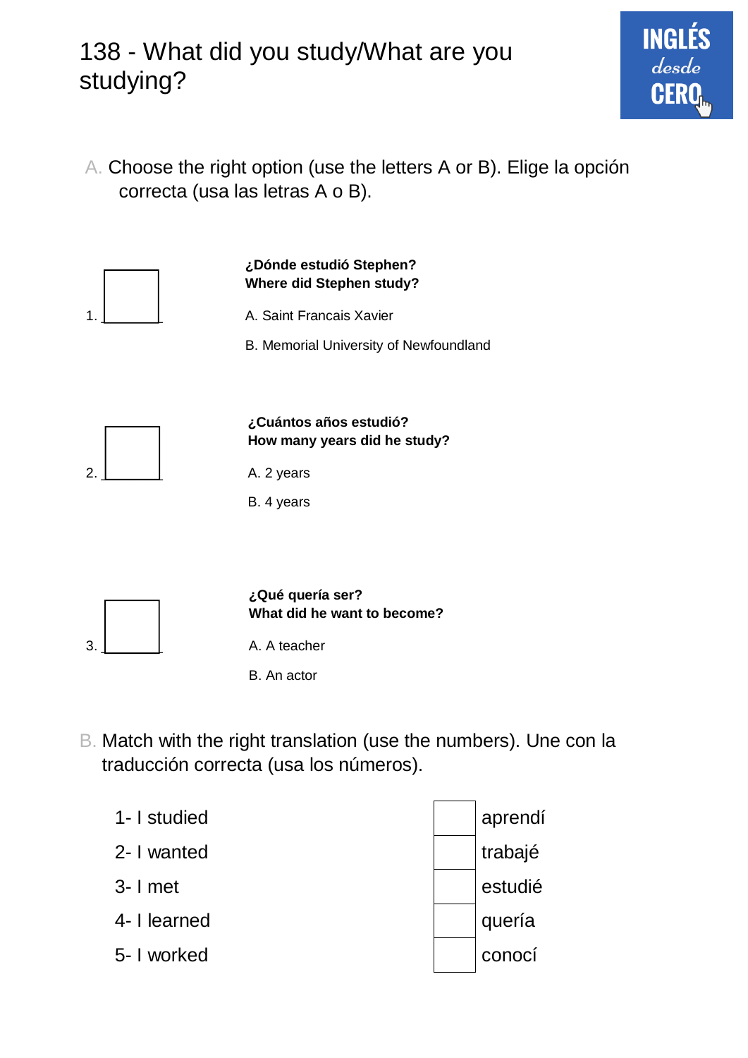# 138 - What did you study/What are you studying?

INGLÉS desde CERO

A. Choose the right option (use the letters A or B). Elige la opción correcta (usa las letras A o B).

1. ____

**¿Dónde estudió Stephen?**
**Where did Stephen study?**

A. Saint Francais Xavier

B. Memorial University of Newfoundland

2. ____

**¿Cuántos años estudió?**
**How many years did he study?**

A. 2 years

B. 4 years

3. ____

**¿Qué quería ser?**
**What did he want to become?**

A. A teacher

B. An actor

B. Match with the right translation (use the numbers). Une con la traducción correcta (usa los números).

| | | |
|---|---|---|
| 1- I studied | | aprendí |
| 2- I wanted | | trabajé |
| 3- I met | | estudié |
| 4- I learned | | quería |
| 5- I worked | | conocí |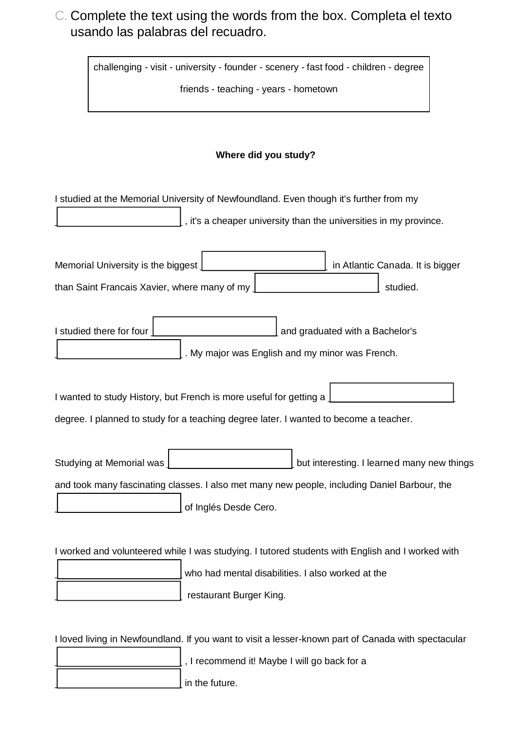C. Complete the text using the words from the box. Completa el texto usando las palabras del recuadro.

| |
|---|
| challenging - visit - university - founder - scenery - fast food - children - degree |
| friends - teaching - years - hometown |

**Where did you study?**

I studied at the Memorial University of Newfoundland. Even though it's further from my ______________________ , it's a cheaper university than the universities in my province.

Memorial University is the biggest ______________________ in Atlantic Canada. It is bigger than Saint Francais Xavier, where many of my ______________________ studied.

I studied there for four ______________________ and graduated with a Bachelor's ______________________ . My major was English and my minor was French.

I wanted to study History, but French is more useful for getting a ______________________ degree. I planned to study for a teaching degree later. I wanted to become a teacher.

Studying at Memorial was ______________________ but interesting. I learned many new things and took many fascinating classes. I also met many new people, including Daniel Barbour, the ______________________ of Inglés Desde Cero.

I worked and volunteered while I was studying. I tutored students with English and I worked with ______________________ who had mental disabilities. I also worked at the ______________________ restaurant Burger King.

I loved living in Newfoundland. If you want to visit a lesser-known part of Canada with spectacular ______________________ , I recommend it! Maybe I will go back for a ______________________ in the future.